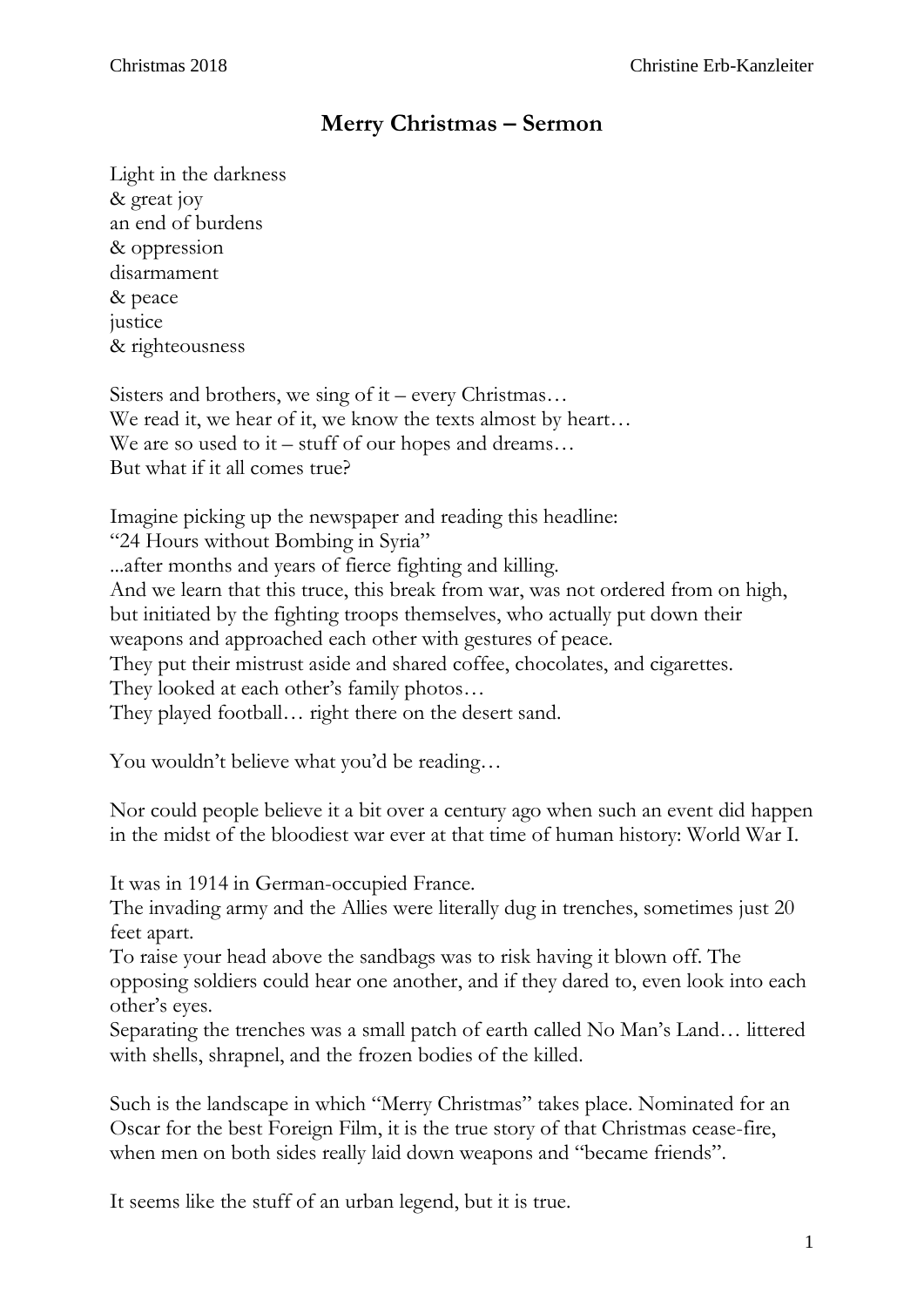# Merry Christmas – Sermon

Light in the darkness  
& great joy  
an end of burdens  
& oppression  
disarmament  
& peace  
justice  
& righteousness

Sisters and brothers, we sing of it – every Christmas…  
We read it, we hear of it, we know the texts almost by heart…  
We are so used to it – stuff of our hopes and dreams…  
But what if it all comes true?

Imagine picking up the newspaper and reading this headline:  
"24 Hours without Bombing in Syria"  
...after months and years of fierce fighting and killing.  
And we learn that this truce, this break from war, was not ordered from on high, but initiated by the fighting troops themselves, who actually put down their weapons and approached each other with gestures of peace.  
They put their mistrust aside and shared coffee, chocolates, and cigarettes.  
They looked at each other's family photos…  
They played football… right there on the desert sand.

You wouldn't believe what you'd be reading…

Nor could people believe it a bit over a century ago when such an event did happen in the midst of the bloodiest war ever at that time of human history: World War I.

It was in 1914 in German-occupied France.  
The invading army and the Allies were literally dug in trenches, sometimes just 20 feet apart.  
To raise your head above the sandbags was to risk having it blown off. The opposing soldiers could hear one another, and if they dared to, even look into each other's eyes.  
Separating the trenches was a small patch of earth called No Man's Land… littered with shells, shrapnel, and the frozen bodies of the killed.

Such is the landscape in which "Merry Christmas" takes place. Nominated for an Oscar for the best Foreign Film, it is the true story of that Christmas cease-fire, when men on both sides really laid down weapons and "became friends".

It seems like the stuff of an urban legend, but it is true.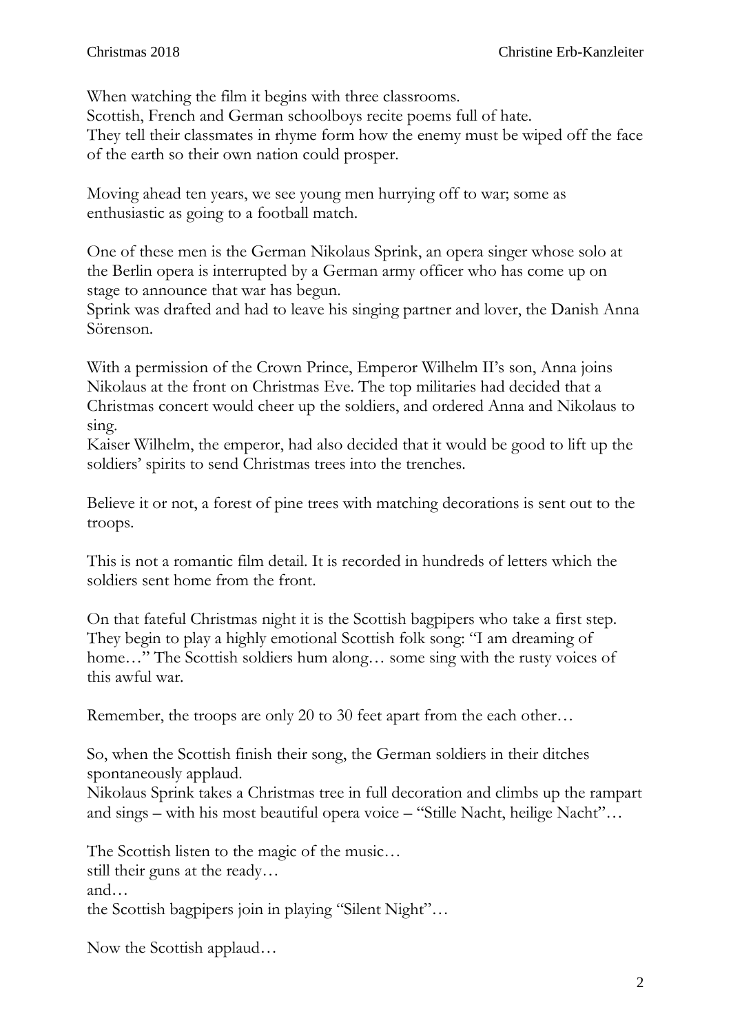When watching the film it begins with three classrooms.
Scottish, French and German schoolboys recite poems full of hate.
They tell their classmates in rhyme form how the enemy must be wiped off the face of the earth so their own nation could prosper.

Moving ahead ten years, we see young men hurrying off to war; some as enthusiastic as going to a football match.

One of these men is the German Nikolaus Sprink, an opera singer whose solo at the Berlin opera is interrupted by a German army officer who has come up on stage to announce that war has begun.
Sprink was drafted and had to leave his singing partner and lover, the Danish Anna Sörenson.

With a permission of the Crown Prince, Emperor Wilhelm II's son, Anna joins Nikolaus at the front on Christmas Eve. The top militaries had decided that a Christmas concert would cheer up the soldiers, and ordered Anna and Nikolaus to sing.
Kaiser Wilhelm, the emperor, had also decided that it would be good to lift up the soldiers' spirits to send Christmas trees into the trenches.

Believe it or not, a forest of pine trees with matching decorations is sent out to the troops.

This is not a romantic film detail. It is recorded in hundreds of letters which the soldiers sent home from the front.

On that fateful Christmas night it is the Scottish bagpipers who take a first step. They begin to play a highly emotional Scottish folk song: "I am dreaming of home…" The Scottish soldiers hum along… some sing with the rusty voices of this awful war.

Remember, the troops are only 20 to 30 feet apart from the each other…

So, when the Scottish finish their song, the German soldiers in their ditches spontaneously applaud.
Nikolaus Sprink takes a Christmas tree in full decoration and climbs up the rampart and sings – with his most beautiful opera voice – "Stille Nacht, heilige Nacht"…

The Scottish listen to the magic of the music…
still their guns at the ready…
and…
the Scottish bagpipers join in playing "Silent Night"…

Now the Scottish applaud…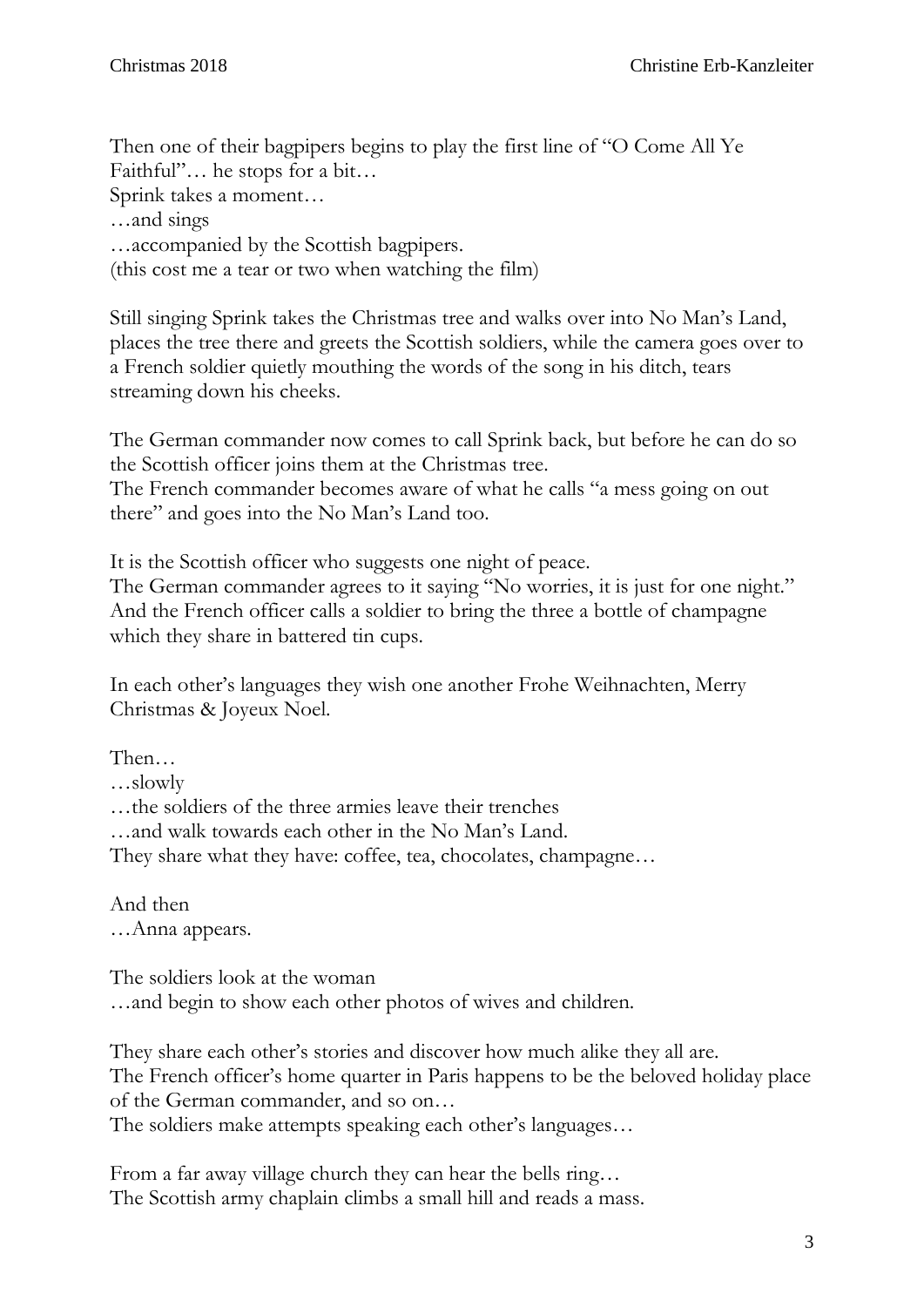Then one of their bagpipers begins to play the first line of "O Come All Ye Faithful"… he stops for a bit…
Sprink takes a moment…
…and sings
…accompanied by the Scottish bagpipers.
(this cost me a tear or two when watching the film)

Still singing Sprink takes the Christmas tree and walks over into No Man's Land, places the tree there and greets the Scottish soldiers, while the camera goes over to a French soldier quietly mouthing the words of the song in his ditch, tears streaming down his cheeks.

The German commander now comes to call Sprink back, but before he can do so the Scottish officer joins them at the Christmas tree.
The French commander becomes aware of what he calls "a mess going on out there" and goes into the No Man's Land too.

It is the Scottish officer who suggests one night of peace.
The German commander agrees to it saying "No worries, it is just for one night."
And the French officer calls a soldier to bring the three a bottle of champagne which they share in battered tin cups.

In each other's languages they wish one another Frohe Weihnachten, Merry Christmas & Joyeux Noel.

Then…
…slowly
…the soldiers of the three armies leave their trenches
…and walk towards each other in the No Man's Land.
They share what they have: coffee, tea, chocolates, champagne…

And then
…Anna appears.

The soldiers look at the woman
…and begin to show each other photos of wives and children.

They share each other's stories and discover how much alike they all are.
The French officer's home quarter in Paris happens to be the beloved holiday place of the German commander, and so on…
The soldiers make attempts speaking each other's languages…

From a far away village church they can hear the bells ring…
The Scottish army chaplain climbs a small hill and reads a mass.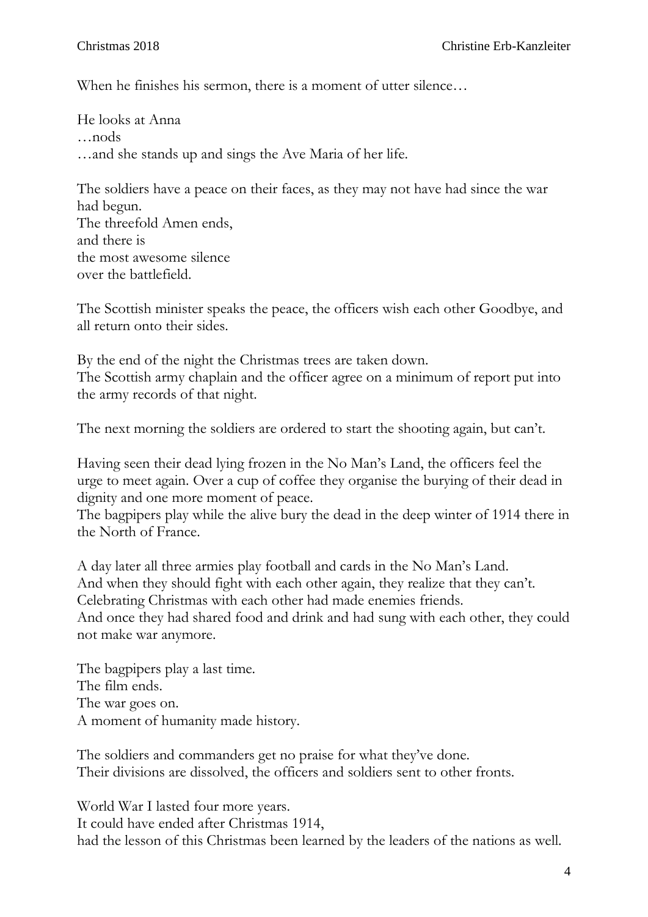When he finishes his sermon, there is a moment of utter silence…

He looks at Anna
…nods
…and she stands up and sings the Ave Maria of her life.

The soldiers have a peace on their faces, as they may not have had since the war had begun.
The threefold Amen ends,
and there is
the most awesome silence
over the battlefield.

The Scottish minister speaks the peace, the officers wish each other Goodbye, and all return onto their sides.

By the end of the night the Christmas trees are taken down.
The Scottish army chaplain and the officer agree on a minimum of report put into the army records of that night.

The next morning the soldiers are ordered to start the shooting again, but can't.

Having seen their dead lying frozen in the No Man's Land, the officers feel the urge to meet again. Over a cup of coffee they organise the burying of their dead in dignity and one more moment of peace.
The bagpipers play while the alive bury the dead in the deep winter of 1914 there in the North of France.

A day later all three armies play football and cards in the No Man's Land.
And when they should fight with each other again, they realize that they can't.
Celebrating Christmas with each other had made enemies friends.
And once they had shared food and drink and had sung with each other, they could not make war anymore.

The bagpipers play a last time.
The film ends.
The war goes on.
A moment of humanity made history.

The soldiers and commanders get no praise for what they've done.
Their divisions are dissolved, the officers and soldiers sent to other fronts.

World War I lasted four more years.
It could have ended after Christmas 1914,
had the lesson of this Christmas been learned by the leaders of the nations as well.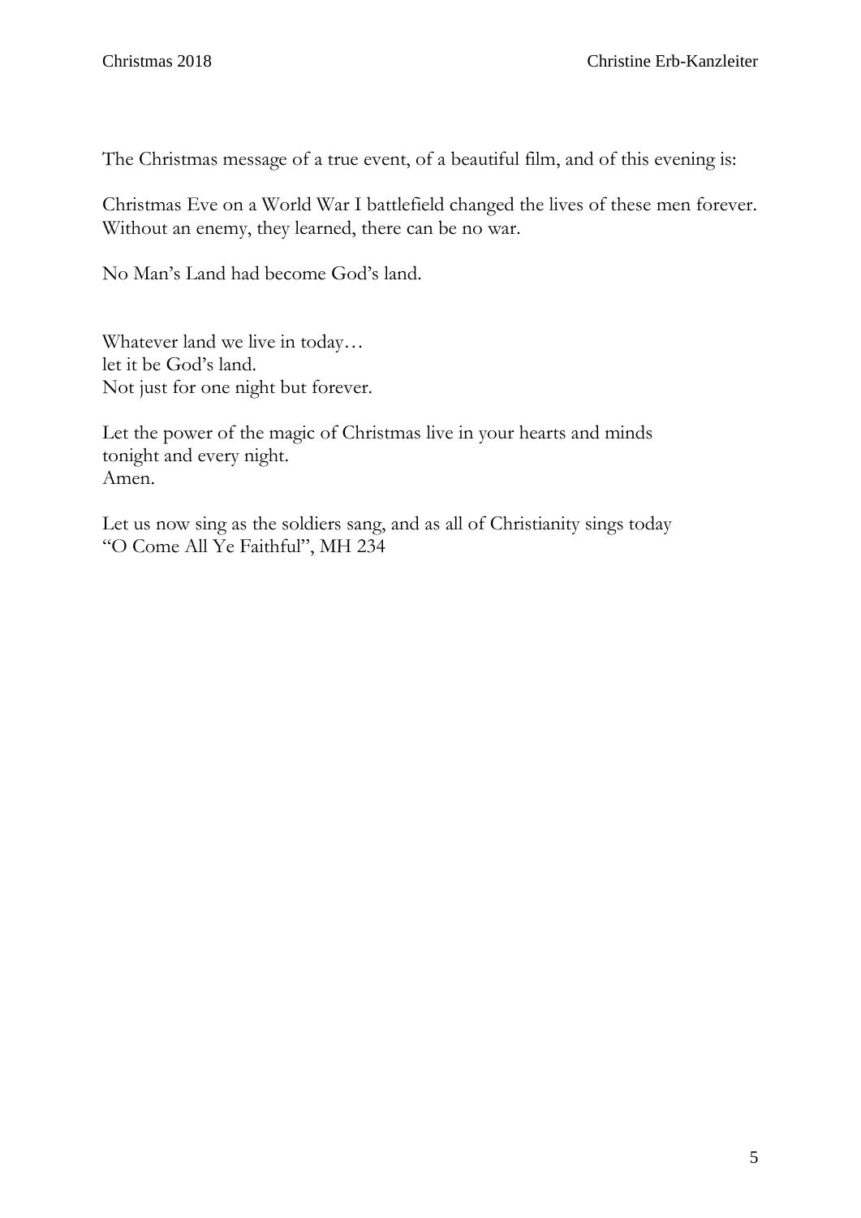The Christmas message of a true event, of a beautiful film, and of this evening is:

Christmas Eve on a World War I battlefield changed the lives of these men forever. Without an enemy, they learned, there can be no war.

No Man's Land had become God's land.

Whatever land we live in today…  
let it be God's land.  
Not just for one night but forever.

Let the power of the magic of Christmas live in your hearts and minds  
tonight and every night.  
Amen.

Let us now sing as the soldiers sang, and as all of Christianity sings today  
"O Come All Ye Faithful", MH 234